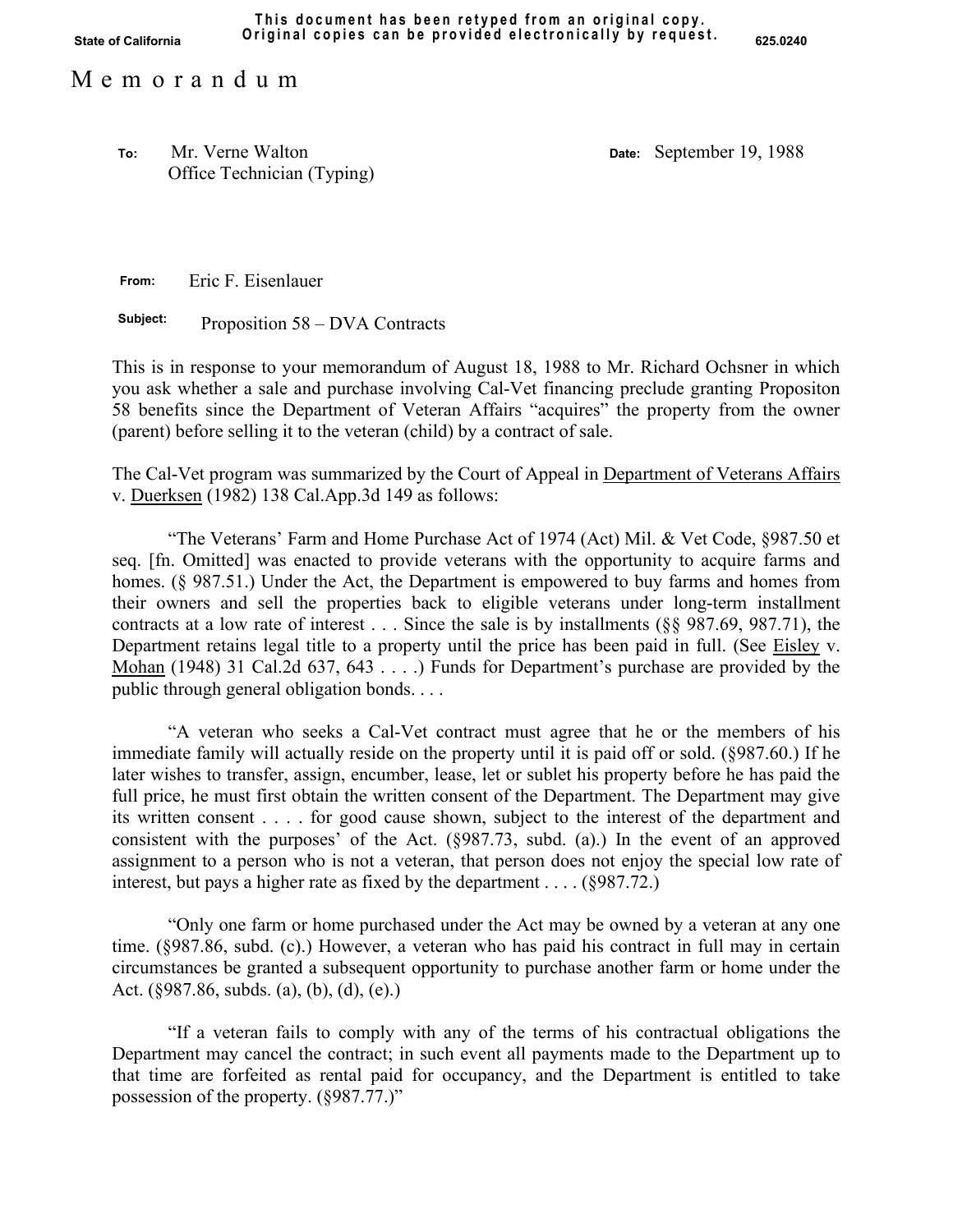This document has been retyped from an original copy.
Original copies can be provided electronically by request.

State of California 625.0240

# M e m o r a n d u m

**To:** Mr. Verne Walton
Office Technician (Typing)

**Date:** September 19, 1988

**From:** Eric F. Eisenlauer

**Subject:** Proposition 58 – DVA Contracts

This is in response to your memorandum of August 18, 1988 to Mr. Richard Ochsner in which you ask whether a sale and purchase involving Cal-Vet financing preclude granting Propositon 58 benefits since the Department of Veteran Affairs "acquires" the property from the owner (parent) before selling it to the veteran (child) by a contract of sale.

The Cal-Vet program was summarized by the Court of Appeal in Department of Veterans Affairs v. Duerksen (1982) 138 Cal.App.3d 149 as follows:

"The Veterans' Farm and Home Purchase Act of 1974 (Act) Mil. & Vet Code, §987.50 et seq. [fn. Omitted] was enacted to provide veterans with the opportunity to acquire farms and homes. (§ 987.51.) Under the Act, the Department is empowered to buy farms and homes from their owners and sell the properties back to eligible veterans under long-term installment contracts at a low rate of interest . . . Since the sale is by installments (§§ 987.69, 987.71), the Department retains legal title to a property until the price has been paid in full. (See Eisley v. Mohan (1948) 31 Cal.2d 637, 643 . . . .) Funds for Department's purchase are provided by the public through general obligation bonds. . . .

"A veteran who seeks a Cal-Vet contract must agree that he or the members of his immediate family will actually reside on the property until it is paid off or sold. (§987.60.) If he later wishes to transfer, assign, encumber, lease, let or sublet his property before he has paid the full price, he must first obtain the written consent of the Department. The Department may give its written consent . . . . for good cause shown, subject to the interest of the department and consistent with the purposes' of the Act. (§987.73, subd. (a).) In the event of an approved assignment to a person who is not a veteran, that person does not enjoy the special low rate of interest, but pays a higher rate as fixed by the department . . . . (§987.72.)

"Only one farm or home purchased under the Act may be owned by a veteran at any one time. (§987.86, subd. (c).) However, a veteran who has paid his contract in full may in certain circumstances be granted a subsequent opportunity to purchase another farm or home under the Act. (§987.86, subds. (a), (b), (d), (e).)

"If a veteran fails to comply with any of the terms of his contractual obligations the Department may cancel the contract; in such event all payments made to the Department up to that time are forfeited as rental paid for occupancy, and the Department is entitled to take possession of the property. (§987.77.)"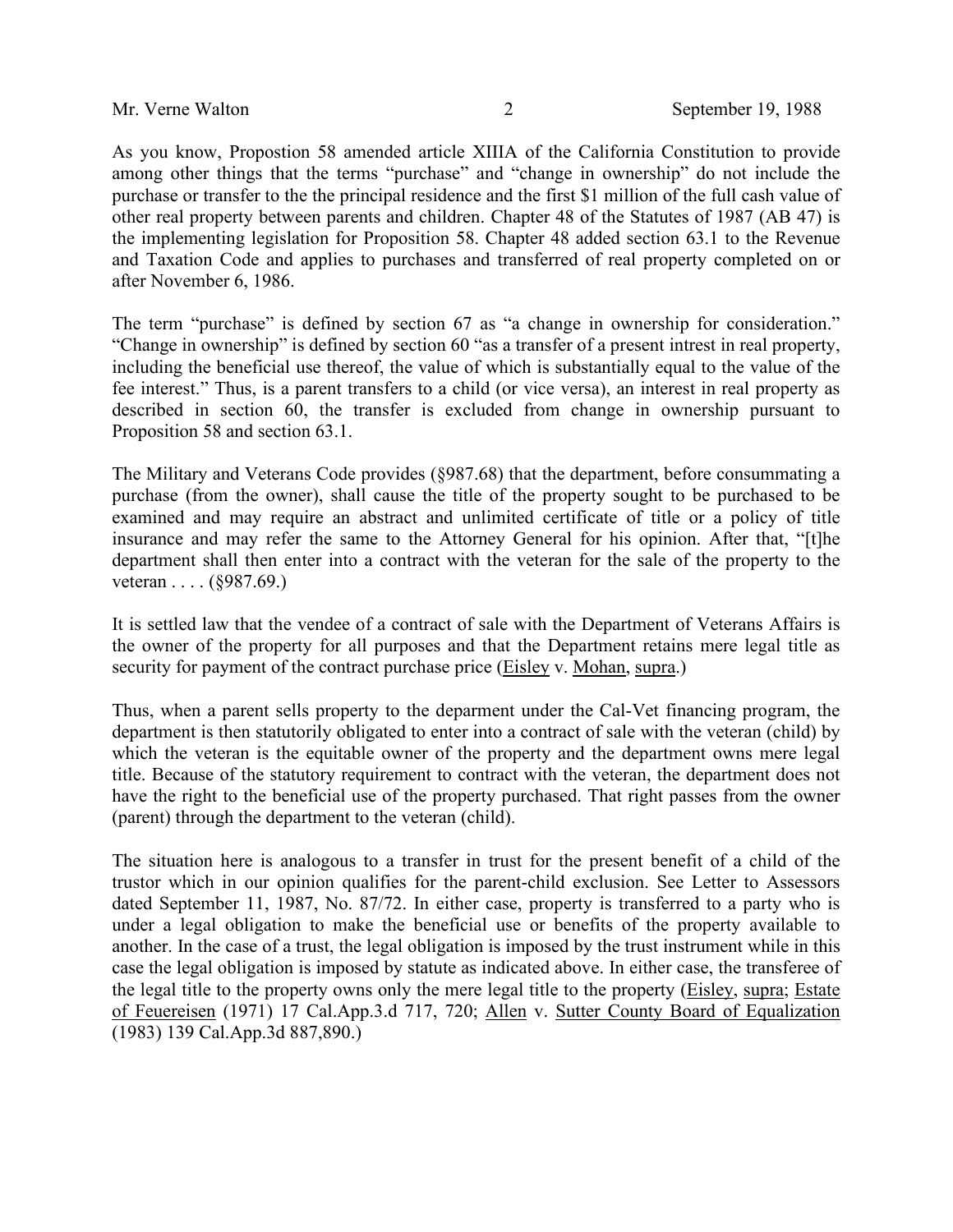As you know, Propostion 58 amended article XIIIA of the California Constitution to provide among other things that the terms "purchase" and "change in ownership" do not include the purchase or transfer to the the principal residence and the first $1 million of the full cash value of other real property between parents and children. Chapter 48 of the Statutes of 1987 (AB 47) is the implementing legislation for Proposition 58. Chapter 48 added section 63.1 to the Revenue and Taxation Code and applies to purchases and transferred of real property completed on or after November 6, 1986.

The term "purchase" is defined by section 67 as "a change in ownership for consideration." "Change in ownership" is defined by section 60 "as a transfer of a present intrest in real property, including the beneficial use thereof, the value of which is substantially equal to the value of the fee interest." Thus, is a parent transfers to a child (or vice versa), an interest in real property as described in section 60, the transfer is excluded from change in ownership pursuant to Proposition 58 and section 63.1.

The Military and Veterans Code provides (§987.68) that the department, before consummating a purchase (from the owner), shall cause the title of the property sought to be purchased to be examined and may require an abstract and unlimited certificate of title or a policy of title insurance and may refer the same to the Attorney General for his opinion. After that, "[t]he department shall then enter into a contract with the veteran for the sale of the property to the veteran . . . . (§987.69.)

It is settled law that the vendee of a contract of sale with the Department of Veterans Affairs is the owner of the property for all purposes and that the Department retains mere legal title as security for payment of the contract purchase price (Eisley v. Mohan, supra.)

Thus, when a parent sells property to the deparment under the Cal-Vet financing program, the department is then statutorily obligated to enter into a contract of sale with the veteran (child) by which the veteran is the equitable owner of the property and the department owns mere legal title. Because of the statutory requirement to contract with the veteran, the department does not have the right to the beneficial use of the property purchased. That right passes from the owner (parent) through the department to the veteran (child).

The situation here is analogous to a transfer in trust for the present benefit of a child of the trustor which in our opinion qualifies for the parent-child exclusion. See Letter to Assessors dated September 11, 1987, No. 87/72. In either case, property is transferred to a party who is under a legal obligation to make the beneficial use or benefits of the property available to another. In the case of a trust, the legal obligation is imposed by the trust instrument while in this case the legal obligation is imposed by statute as indicated above. In either case, the transferee of the legal title to the property owns only the mere legal title to the property (Eisley, supra; Estate of Feuereisen (1971) 17 Cal.App.3.d 717, 720; Allen v. Sutter County Board of Equalization (1983) 139 Cal.App.3d 887,890.)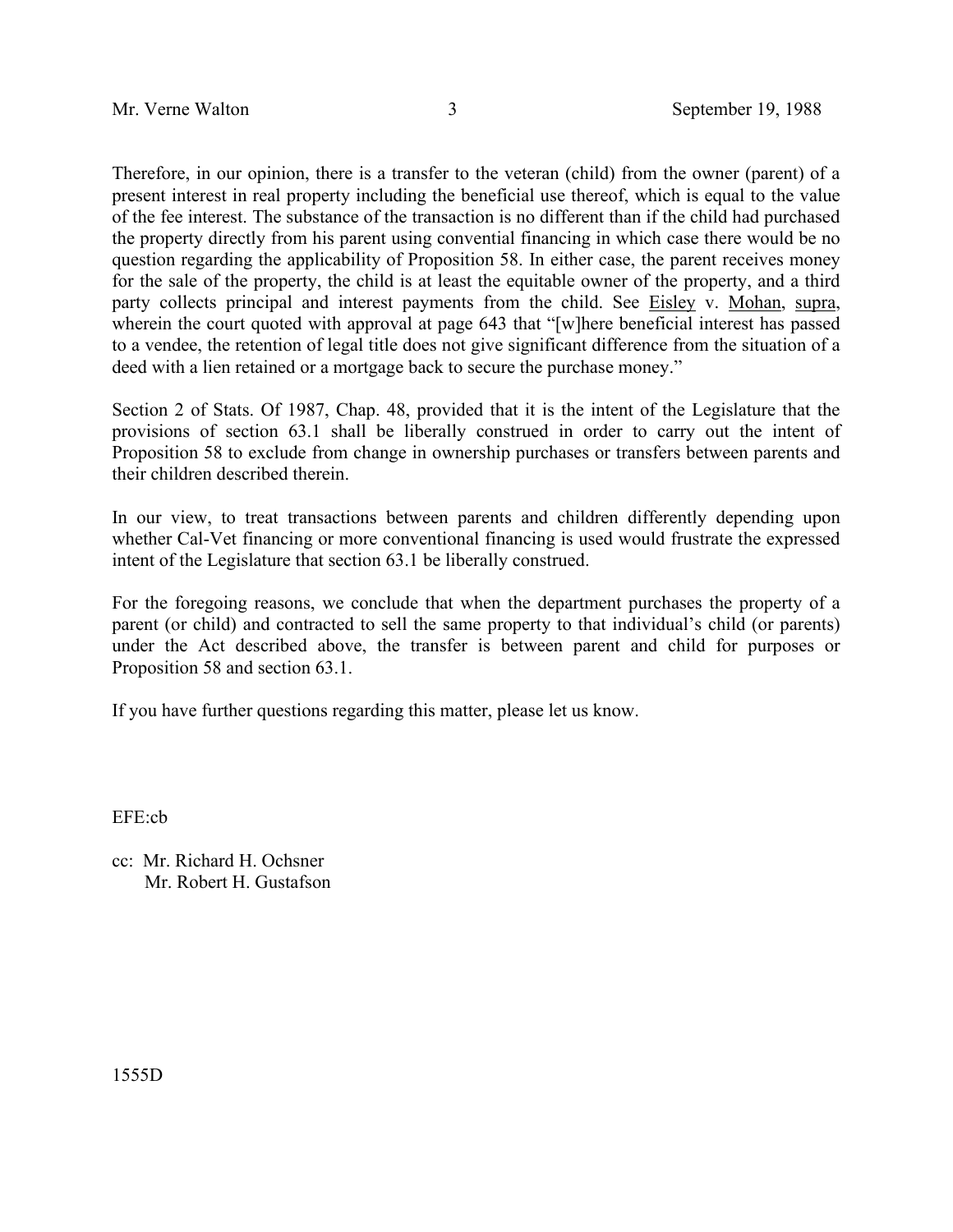Therefore, in our opinion, there is a transfer to the veteran (child) from the owner (parent) of a present interest in real property including the beneficial use thereof, which is equal to the value of the fee interest. The substance of the transaction is no different than if the child had purchased the property directly from his parent using convential financing in which case there would be no question regarding the applicability of Proposition 58. In either case, the parent receives money for the sale of the property, the child is at least the equitable owner of the property, and a third party collects principal and interest payments from the child. See Eisley v. Mohan, supra, wherein the court quoted with approval at page 643 that "[w]here beneficial interest has passed to a vendee, the retention of legal title does not give significant difference from the situation of a deed with a lien retained or a mortgage back to secure the purchase money."

Section 2 of Stats. Of 1987, Chap. 48, provided that it is the intent of the Legislature that the provisions of section 63.1 shall be liberally construed in order to carry out the intent of Proposition 58 to exclude from change in ownership purchases or transfers between parents and their children described therein.

In our view, to treat transactions between parents and children differently depending upon whether Cal-Vet financing or more conventional financing is used would frustrate the expressed intent of the Legislature that section 63.1 be liberally construed.

For the foregoing reasons, we conclude that when the department purchases the property of a parent (or child) and contracted to sell the same property to that individual's child (or parents) under the Act described above, the transfer is between parent and child for purposes or Proposition 58 and section 63.1.

If you have further questions regarding this matter, please let us know.

EFE:cb

cc: Mr. Richard H. Ochsner
Mr. Robert H. Gustafson

1555D